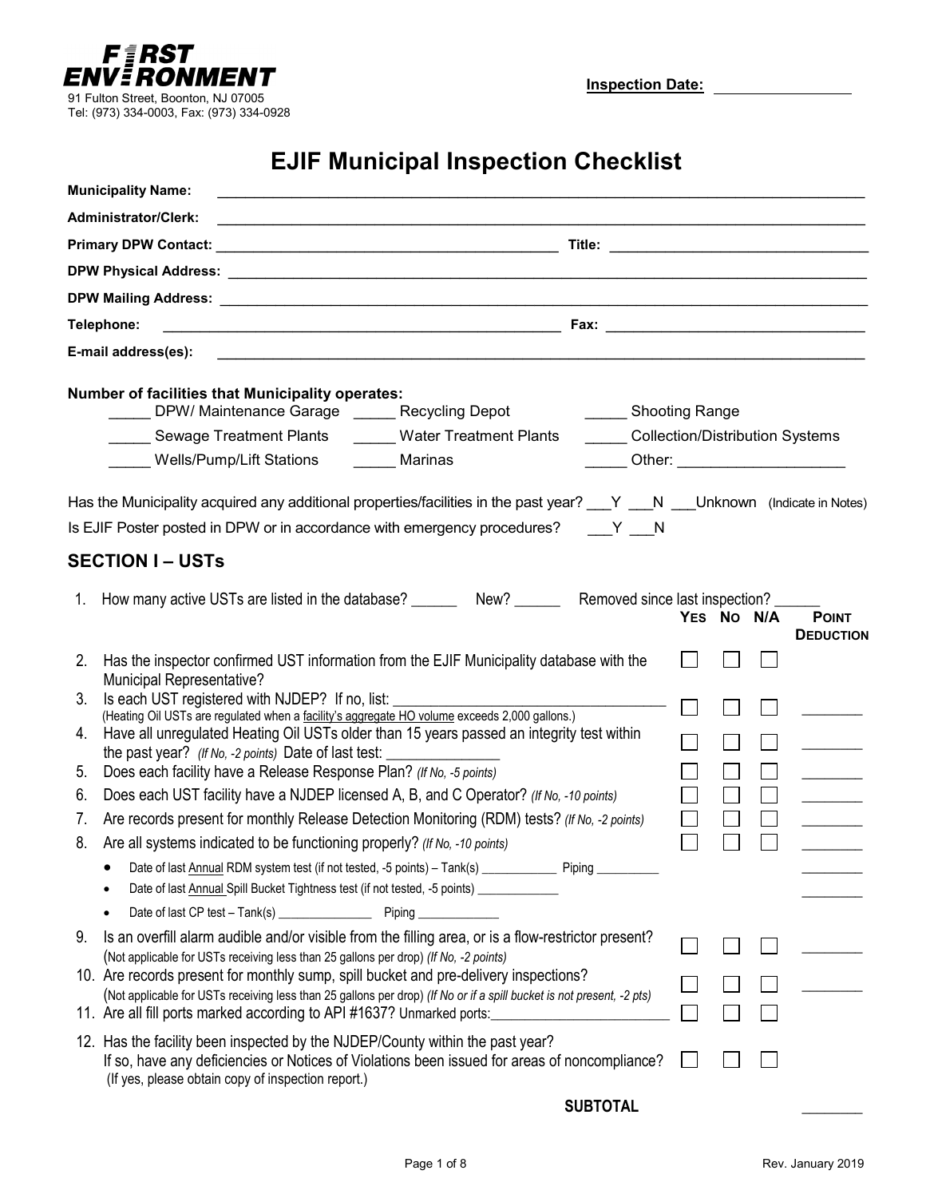**FIRST ENVIRONMENT**
91 Fulton Street, Boonton, NJ 07005
Tel: (973) 334-0003, Fax: (973) 334-0928

**Inspection Date:** ________________

# EJIF Municipal Inspection Checklist

**Municipality Name:** ______________________________________________

**Administrator/Clerk:** ______________________________________________

**Primary DPW Contact:** ____________________________ **Title:** ____________________

**DPW Physical Address:** ______________________________________________

**DPW Mailing Address:** ______________________________________________

**Telephone:** ____________________________ **Fax:** ____________________

**E-mail address(es):** ______________________________________________

**Number of facilities that Municipality operates:**

_____ DPW/ Maintenance Garage _____ Recycling Depot _____ Shooting Range

_____ Sewage Treatment Plants _____ Water Treatment Plants _____ Collection/Distribution Systems

_____ Wells/Pump/Lift Stations _____ Marinas _____ Other: ____________________

Has the Municipality acquired any additional properties/facilities in the past year? ___Y ___N ___Unknown (Indicate in Notes)

Is EJIF Poster posted in DPW or in accordance with emergency procedures? ___Y ___N

## SECTION I – USTs

1. How many active USTs are listed in the database? ______ New? ______ Removed since last inspection? ______

| # | Item | Yes | No | N/A | Point Deduction |
|---|---|---|---|---|---|
| 2. | Has the inspector confirmed UST information from the EJIF Municipality database with the Municipal Representative? | ☐ | ☐ | ☐ | |
| 3. | Is each UST registered with NJDEP? If no, list: ____________________ (Heating Oil USTs are regulated when a facility's aggregate HO volume exceeds 2,000 gallons.) | ☐ | ☐ | ☐ | ________ |
| 4. | Have all unregulated Heating Oil USTs older than 15 years passed an integrity test within the past year? *(If No, -2 points)* Date of last test: ______________ | ☐ | ☐ | ☐ | ________ |
| 5. | Does each facility have a Release Response Plan? *(If No, -5 points)* | ☐ | ☐ | ☐ | ________ |
| 6. | Does each UST facility have a NJDEP licensed A, B, and C Operator? *(If No, -10 points)* | ☐ | ☐ | ☐ | ________ |
| 7. | Are records present for monthly Release Detection Monitoring (RDM) tests? *(If No, -2 points)* | ☐ | ☐ | ☐ | ________ |
| 8. | Are all systems indicated to be functioning properly? *(If No, -10 points)* | ☐ | ☐ | ☐ | ________ |
| | • Date of last Annual RDM system test (if not tested, -5 points) – Tank(s) ____________ Piping __________ | | | | ________ |
| | • Date of last Annual Spill Bucket Tightness test (if not tested, -5 points) _____________ | | | | ________ |
| | • Date of last CP test – Tank(s) _______________ Piping _____________ | | | | |
| 9. | Is an overfill alarm audible and/or visible from the filling area, or is a flow-restrictor present? (Not applicable for USTs receiving less than 25 gallons per drop) *(If No, -2 points)* | ☐ | ☐ | ☐ | ________ |
| 10. | Are records present for monthly sump, spill bucket and pre-delivery inspections? (Not applicable for USTs receiving less than 25 gallons per drop) *(If No or if a spill bucket is not present, -2 pts)* | ☐ | ☐ | ☐ | ________ |
| 11. | Are all fill ports marked according to API #1637? Unmarked ports: ________________________ | ☐ | ☐ | ☐ | |
| 12. | Has the facility been inspected by the NJDEP/County within the past year? If so, have any deficiencies or Notices of Violations been issued for areas of noncompliance? (If yes, please obtain copy of inspection report.) | ☐ | ☐ | ☐ | |
| | **SUBTOTAL** | | | | ________ |

Rev. January 2019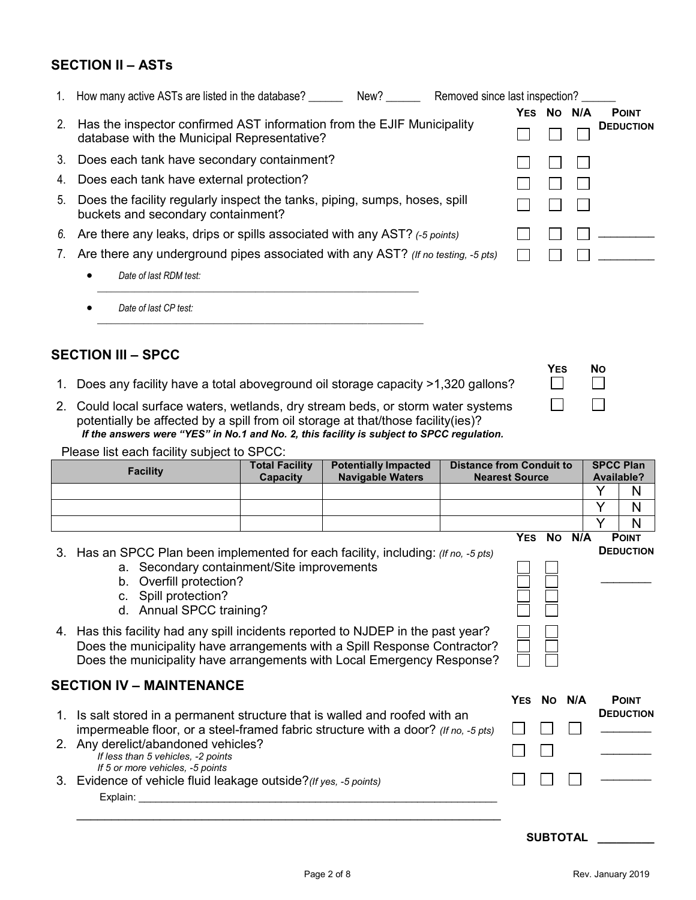## SECTION II – ASTs

1. How many active ASTs are listed in the database? ______ New? ______ Removed since last inspection? ______

| | Question | Yes | No | N/A | Point Deduction |
|---|---|---|---|---|---|
| 2. | Has the inspector confirmed AST information from the EJIF Municipality database with the Municipal Representative? | ☐ | ☐ | ☐ | |
| 3. | Does each tank have secondary containment? | ☐ | ☐ | ☐ | |
| 4. | Does each tank have external protection? | ☐ | ☐ | ☐ | |
| 5. | Does the facility regularly inspect the tanks, piping, sumps, hoses, spill buckets and secondary containment? | ☐ | ☐ | ☐ | |
| 6. | Are there any leaks, drips or spills associated with any AST? *(-5 points)* | ☐ | ☐ | ☐ | ________ |
| 7. | Are there any underground pipes associated with any AST? *(If no testing, -5 pts)* | ☐ | ☐ | ☐ | ________ |

- *Date of last RDM test:* ________________________________________
- *Date of last CP test:* ________________________________________

## SECTION III – SPCC

| | Question | Yes | No |
|---|---|---|---|
| 1. | Does any facility have a total aboveground oil storage capacity >1,320 gallons? | ☐ | ☐ |
| 2. | Could local surface waters, wetlands, dry stream beds, or storm water systems potentially be affected by a spill from oil storage at that/those facility(ies)? | ☐ | ☐ |

***If the answers were "YES" in No.1 and No. 2, this facility is subject to SPCC regulation.***

Please list each facility subject to SPCC:

| Facility | Total Facility Capacity | Potentially Impacted Navigable Waters | Distance from Conduit to Nearest Source | SPCC Plan Available? | |
|---|---|---|---|---|---|
| | | | | Y | N |
| | | | | Y | N |
| | | | | Y | N |

| | Question | Yes | No | N/A | Point Deduction |
|---|---|---|---|---|---|
| 3. | Has an SPCC Plan been implemented for each facility, including: *(If no, -5 pts)* | | | | ________ |
| | a. Secondary containment/Site improvements | ☐ | ☐ | | |
| | b. Overfill protection? | ☐ | ☐ | | |
| | c. Spill protection? | ☐ | ☐ | | |
| | d. Annual SPCC training? | ☐ | ☐ | | |
| 4. | Has this facility had any spill incidents reported to NJDEP in the past year? | ☐ | ☐ | | |
| | Does the municipality have arrangements with a Spill Response Contractor? | ☐ | ☐ | | |
| | Does the municipality have arrangements with Local Emergency Response? | ☐ | ☐ | | |

## SECTION IV – MAINTENANCE

| | Question | Yes | No | N/A | Point Deduction |
|---|---|---|---|---|---|
| 1. | Is salt stored in a permanent structure that is walled and roofed with an impermeable floor, or a steel-framed fabric structure with a door? *(If no, -5 pts)* | ☐ | ☐ | ☐ | ________ |
| 2. | Any derelict/abandoned vehicles? *If less than 5 vehicles, -2 points* *If 5 or more vehicles, -5 points* | ☐ | ☐ | | ________ |
| 3. | Evidence of vehicle fluid leakage outside? *(If yes, -5 points)* | ☐ | ☐ | ☐ | ________ |

Explain: ________________________________________________________________

________________________________________________________________________

**SUBTOTAL** ________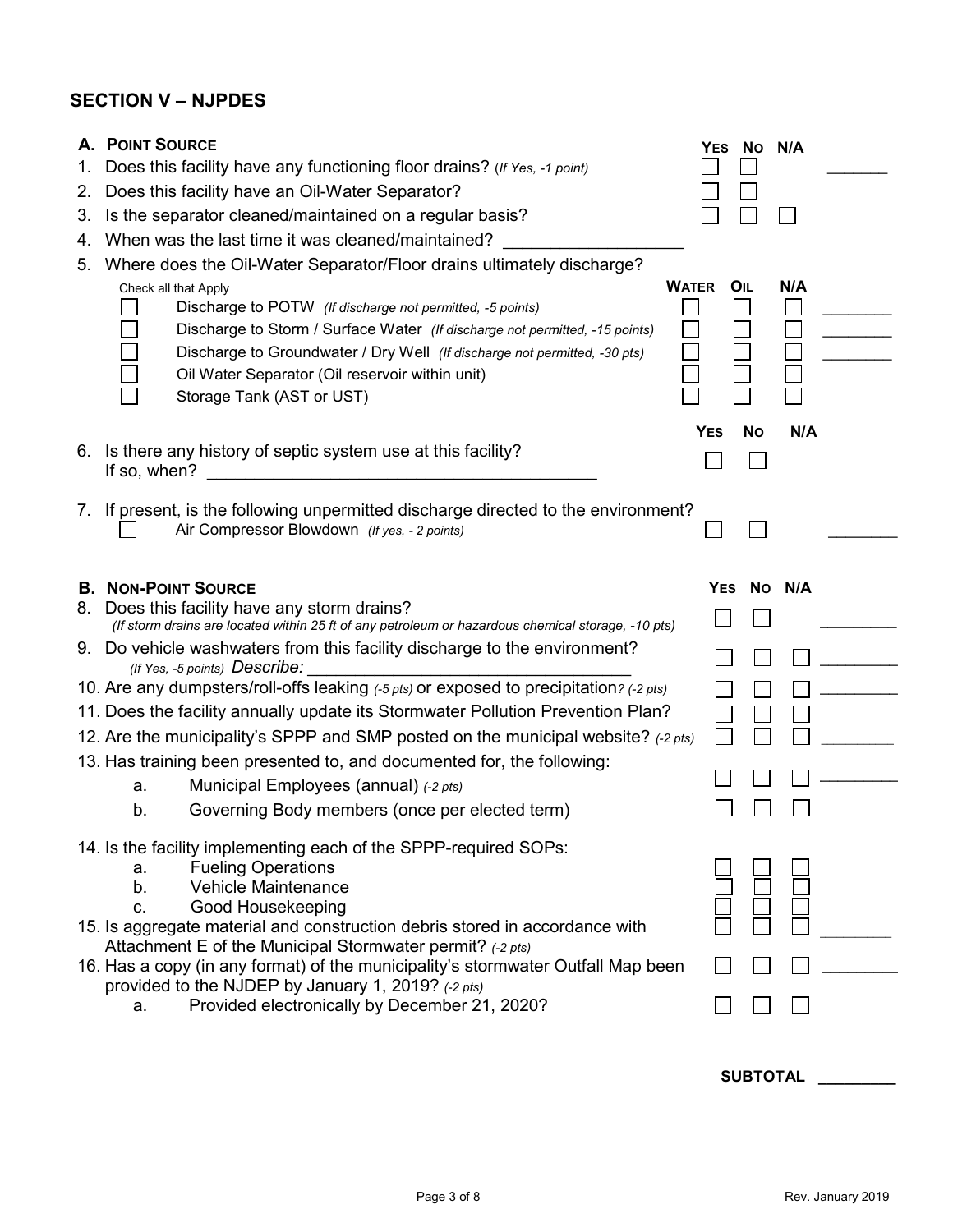## SECTION V – NJPDES

### A. Point Source

| | | Yes | No | N/A | |
|---|---|---|---|---|---|
| 1. | Does this facility have any functioning floor drains? *(If Yes, -1 point)* | ☐ | ☐ | | _______ |
| 2. | Does this facility have an Oil-Water Separator? | ☐ | ☐ | | |
| 3. | Is the separator cleaned/maintained on a regular basis? | ☐ | ☐ | ☐ | |
| 4. | When was the last time it was cleaned/maintained? __________________ | | | | |

5. Where does the Oil-Water Separator/Floor drains ultimately discharge?

| Check all that Apply | | Water | Oil | N/A | |
|---|---|---|---|---|---|
| ☐ | Discharge to POTW *(If discharge not permitted, -5 points)* | ☐ | ☐ | ☐ | ________ |
| ☐ | Discharge to Storm / Surface Water *(If discharge not permitted, -15 points)* | ☐ | ☐ | ☐ | ________ |
| ☐ | Discharge to Groundwater / Dry Well *(If discharge not permitted, -30 pts)* | ☐ | ☐ | ☐ | ________ |
| ☐ | Oil Water Separator (Oil reservoir within unit) | ☐ | ☐ | ☐ | |
| ☐ | Storage Tank (AST or UST) | ☐ | ☐ | ☐ | |

| | | Yes | No | N/A | |
|---|---|---|---|---|---|
| 6. | Is there any history of septic system use at this facility? If so, when? __________________________________________ | ☐ | ☐ | | |
| 7. | If present, is the following unpermitted discharge directed to the environment? ☐ Air Compressor Blowdown *(If yes, - 2 points)* | ☐ | ☐ | | ________ |

### B. Non-Point Source

| | | Yes | No | N/A | |
|---|---|---|---|---|---|
| 8. | Does this facility have any storm drains? *(If storm drains are located within 25 ft of any petroleum or hazardous chemical storage, -10 pts)* | ☐ | ☐ | | _________ |
| 9. | Do vehicle washwaters from this facility discharge to the environment? *(If Yes, -5 points)* Describe: ________________________________ | ☐ | ☐ | ☐ | _________ |
| 10. | Are any dumpsters/roll-offs leaking *(-5 pts)* or exposed to precipitation? *(-2 pts)* | ☐ | ☐ | ☐ | _________ |
| 11. | Does the facility annually update its Stormwater Pollution Prevention Plan? | ☐ | ☐ | ☐ | |
| 12. | Are the municipality's SPPP and SMP posted on the municipal website? *(-2 pts)* | ☐ | ☐ | ☐ | _________ |
| 13. | Has training been presented to, and documented for, the following: | | | | |
| | a. Municipal Employees (annual) *(-2 pts)* | ☐ | ☐ | ☐ | _________ |
| | b. Governing Body members (once per elected term) | ☐ | ☐ | ☐ | |
| 14. | Is the facility implementing each of the SPPP-required SOPs: | | | | |
| | a. Fueling Operations | ☐ | ☐ | ☐ | |
| | b. Vehicle Maintenance | ☐ | ☐ | ☐ | |
| | c. Good Housekeeping | ☐ | ☐ | ☐ | |
| 15. | Is aggregate material and construction debris stored in accordance with Attachment E of the Municipal Stormwater permit? *(-2 pts)* | ☐ | ☐ | ☐ | _________ |
| 16. | Has a copy (in any format) of the municipality's stormwater Outfall Map been provided to the NJDEP by January 1, 2019? *(-2 pts)* | ☐ | ☐ | ☐ | _________ |
| | a. Provided electronically by December 21, 2020? | ☐ | ☐ | ☐ | |

**SUBTOTAL** _________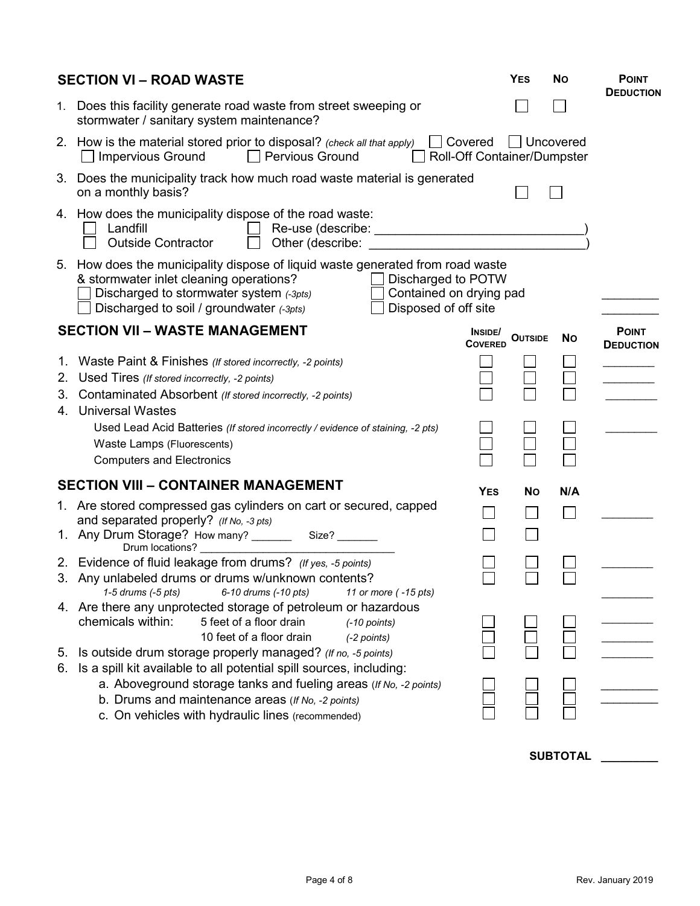## SECTION VI – ROAD WASTE

| | | YES | NO | POINT DEDUCTION |
|---|---|---|---|---|
| 1. | Does this facility generate road waste from street sweeping or stormwater / sanitary system maintenance? | ☐ | ☐ | |
| 2. | How is the material stored prior to disposal? *(check all that apply)* ☐ Covered ☐ Uncovered ☐ Impervious Ground ☐ Pervious Ground ☐ Roll-Off Container/Dumpster | | | |
| 3. | Does the municipality track how much road waste material is generated on a monthly basis? | ☐ | ☐ | |
| 4. | How does the municipality dispose of the road waste: ☐ Landfill ☐ Re-use (describe: ______________________________) ☐ Outside Contractor ☐ Other (describe: ______________________________) | | | |
| 5. | How does the municipality dispose of liquid waste generated from road waste & stormwater inlet cleaning operations? ☐ Discharged to POTW ☐ Discharged to stormwater system *(-3pts)* ☐ Contained on drying pad ☐ Discharged to soil / groundwater *(-3pts)* ☐ Disposed of off site | | | ________ ________ |

## SECTION VII – WASTE MANAGEMENT

| | | INSIDE/ COVERED | OUTSIDE | NO | POINT DEDUCTION |
|---|---|---|---|---|---|
| 1. | Waste Paint & Finishes *(If stored incorrectly, -2 points)* | ☐ | ☐ | ☐ | ________ |
| 2. | Used Tires *(If stored incorrectly, -2 points)* | ☐ | ☐ | ☐ | ________ |
| 3. | Contaminated Absorbent *(If stored incorrectly, -2 points)* | ☐ | ☐ | ☐ | ________ |
| 4. | Universal Wastes | | | | |
| | Used Lead Acid Batteries *(If stored incorrectly / evidence of staining, -2 pts)* | ☐ | ☐ | ☐ | ________ |
| | Waste Lamps (Fluorescents) | ☐ | ☐ | ☐ | |
| | Computers and Electronics | ☐ | ☐ | ☐ | |

## SECTION VIII – CONTAINER MANAGEMENT

| | | YES | NO | N/A | |
|---|---|---|---|---|---|
| 1. | Are stored compressed gas cylinders on cart or secured, capped and separated properly? *(If No, -3 pts)* | ☐ | ☐ | ☐ | ________ |
| 1. | Any Drum Storage? How many? _______ Size? _______ Drum locations? ________________________________ | ☐ | ☐ | | |
| 2. | Evidence of fluid leakage from drums? *(If yes, -5 points)* | ☐ | ☐ | ☐ | ________ |
| 3. | Any unlabeled drums or drums w/unknown contents? *1-5 drums (-5 pts)* *6-10 drums (-10 pts)* *11 or more ( -15 pts)* | ☐ | ☐ | ☐ | ________ |
| 4. | Are there any unprotected storage of petroleum or hazardous chemicals within: 5 feet of a floor drain *(-10 points)* | ☐ | ☐ | ☐ | ________ |
| | 10 feet of a floor drain *(-2 points)* | ☐ | ☐ | ☐ | ________ |
| 5. | Is outside drum storage properly managed? *(If no, -5 points)* | ☐ | ☐ | ☐ | ________ |
| 6. | Is a spill kit available to all potential spill sources, including: | | | | |
| | a. Aboveground storage tanks and fueling areas (*If No, -2 points*) | ☐ | ☐ | ☐ | ________ |
| | b. Drums and maintenance areas (*If No, -2 points*) | ☐ | ☐ | ☐ | ________ |
| | c. On vehicles with hydraulic lines (recommended) | ☐ | ☐ | ☐ | |

**SUBTOTAL** ________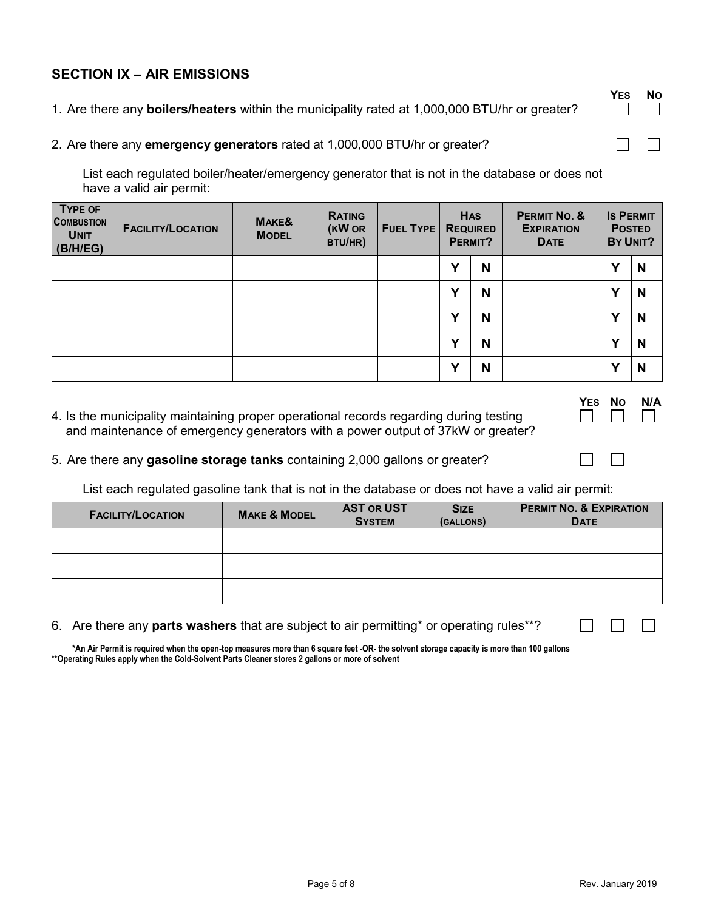## SECTION IX – AIR EMISSIONS

| | YES | NO |
|---|---|---|
| 1. Are there any **boilers/heaters** within the municipality rated at 1,000,000 BTU/hr or greater? | ☐ | ☐ |
| 2. Are there any **emergency generators** rated at 1,000,000 BTU/hr or greater? | ☐ | ☐ |

List each regulated boiler/heater/emergency generator that is not in the database or does not have a valid air permit:

| TYPE OF COMBUSTION UNIT (B/H/EG) | FACILITY/LOCATION | MAKE& MODEL | RATING (KW OR BTU/HR) | FUEL TYPE | HAS REQUIRED PERMIT? | | PERMIT NO. & EXPIRATION DATE | IS PERMIT POSTED BY UNIT? | |
|---|---|---|---|---|---|---|---|---|---|
| | | | | | Y | N | | Y | N |
| | | | | | Y | N | | Y | N |
| | | | | | Y | N | | Y | N |
| | | | | | Y | N | | Y | N |
| | | | | | Y | N | | Y | N |

| | YES | NO | N/A |
|---|---|---|---|
| 4. Is the municipality maintaining proper operational records regarding during testing and maintenance of emergency generators with a power output of 37kW or greater? | ☐ | ☐ | ☐ |
| 5. Are there any **gasoline storage tanks** containing 2,000 gallons or greater? | ☐ | ☐ | |

List each regulated gasoline tank that is not in the database or does not have a valid air permit:

| FACILITY/LOCATION | MAKE & MODEL | AST OR UST SYSTEM | SIZE (GALLONS) | PERMIT NO. & EXPIRATION DATE |
|---|---|---|---|---|
| | | | | |
| | | | | |
| | | | | |

| | YES | NO | N/A |
|---|---|---|---|
| 6. Are there any **parts washers** that are subject to air permitting* or operating rules**? | ☐ | ☐ | ☐ |

*An Air Permit is required when the open-top measures more than 6 square feet -OR- the solvent storage capacity is more than 100 gallons

**Operating Rules apply when the Cold-Solvent Parts Cleaner stores 2 gallons or more of solvent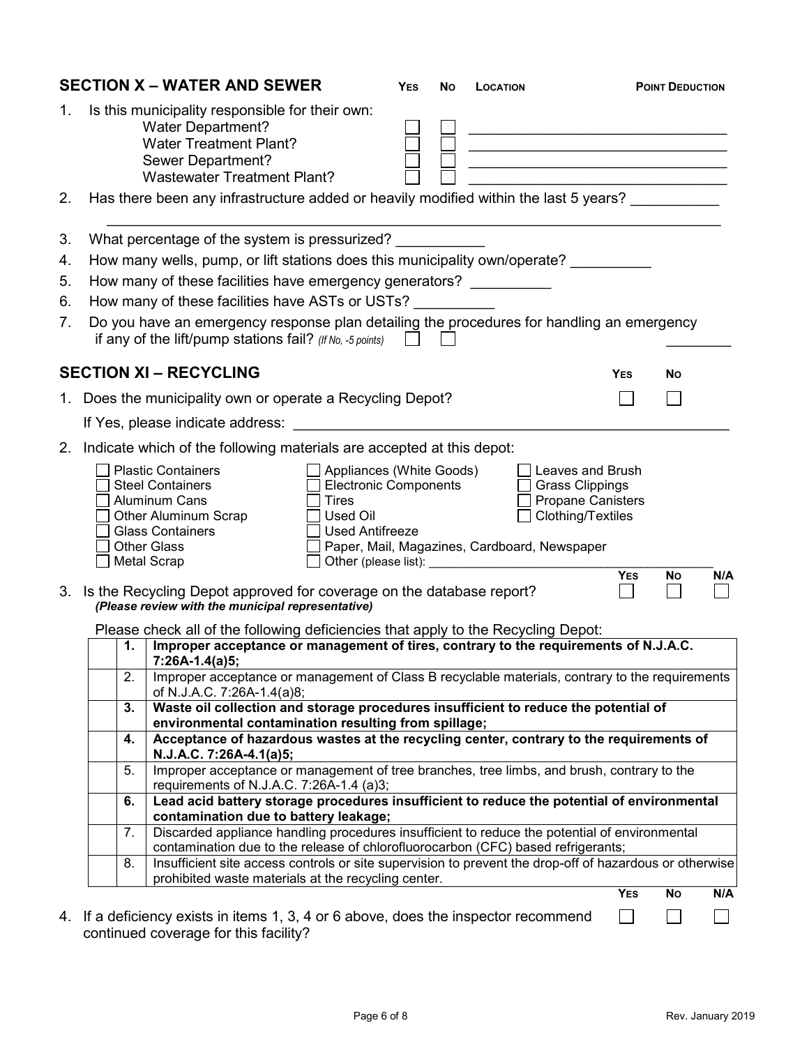## SECTION X – WATER AND SEWER

| | Yes | No | Location | Point Deduction |
|---|---|---|---|---|
| 1. Is this municipality responsible for their own: | | | | |
| Water Department? | ☐ | ☐ | ____________ | |
| Water Treatment Plant? | ☐ | ☐ | ____________ | |
| Sewer Department? | ☐ | ☐ | ____________ | |
| Wastewater Treatment Plant? | ☐ | ☐ | ____________ | |

2. Has there been any infrastructure added or heavily modified within the last 5 years? ___________

   ___________________________________________________________________________

3. What percentage of the system is pressurized? ___________
4. How many wells, pump, or lift stations does this municipality own/operate? __________
5. How many of these facilities have emergency generators? __________
6. How many of these facilities have ASTs or USTs? __________
7. Do you have an emergency response plan detailing the procedures for handling an emergency if any of the lift/pump stations fail? *(If No, -5 points)* ☐ ☐ ________

## SECTION XI – RECYCLING

| | Yes | No |
|---|---|---|
| 1. Does the municipality own or operate a Recycling Depot? | ☐ | ☐ |

If Yes, please indicate address: ____________________________________________

2. Indicate which of the following materials are accepted at this depot:

- ☐ Plastic Containers
- ☐ Steel Containers
- ☐ Aluminum Cans
- ☐ Other Aluminum Scrap
- ☐ Glass Containers
- ☐ Other Glass
- ☐ Metal Scrap
- ☐ Appliances (White Goods)
- ☐ Electronic Components
- ☐ Tires
- ☐ Used Oil
- ☐ Used Antifreeze
- ☐ Paper, Mail, Magazines, Cardboard, Newspaper
- ☐ Other (please list): ____________________________________________
- ☐ Leaves and Brush
- ☐ Grass Clippings
- ☐ Propane Canisters
- ☐ Clothing/Textiles

| | Yes | No | N/A |
|---|---|---|---|
| 3. Is the Recycling Depot approved for coverage on the database report? ***(Please review with the municipal representative)*** | ☐ | ☐ | ☐ |

Please check all of the following deficiencies that apply to the Recycling Depot:

| | # | Deficiency |
|---|---|---|
| ☐ | **1.** | **Improper acceptance or management of tires, contrary to the requirements of N.J.A.C. 7:26A-1.4(a)5;** |
| ☐ | 2. | Improper acceptance or management of Class B recyclable materials, contrary to the requirements of N.J.A.C. 7:26A-1.4(a)8; |
| ☐ | **3.** | **Waste oil collection and storage procedures insufficient to reduce the potential of environmental contamination resulting from spillage;** |
| ☐ | **4.** | **Acceptance of hazardous wastes at the recycling center, contrary to the requirements of N.J.A.C. 7:26A-4.1(a)5;** |
| ☐ | 5. | Improper acceptance or management of tree branches, tree limbs, and brush, contrary to the requirements of N.J.A.C. 7:26A-1.4 (a)3; |
| ☐ | **6.** | **Lead acid battery storage procedures insufficient to reduce the potential of environmental contamination due to battery leakage;** |
| ☐ | 7. | Discarded appliance handling procedures insufficient to reduce the potential of environmental contamination due to the release of chlorofluorocarbon (CFC) based refrigerants; |
| ☐ | 8. | Insufficient site access controls or site supervision to prevent the drop-off of hazardous or otherwise prohibited waste materials at the recycling center. |

| | Yes | No | N/A |
|---|---|---|---|
| 4. If a deficiency exists in items 1, 3, 4 or 6 above, does the inspector recommend continued coverage for this facility? | ☐ | ☐ | ☐ |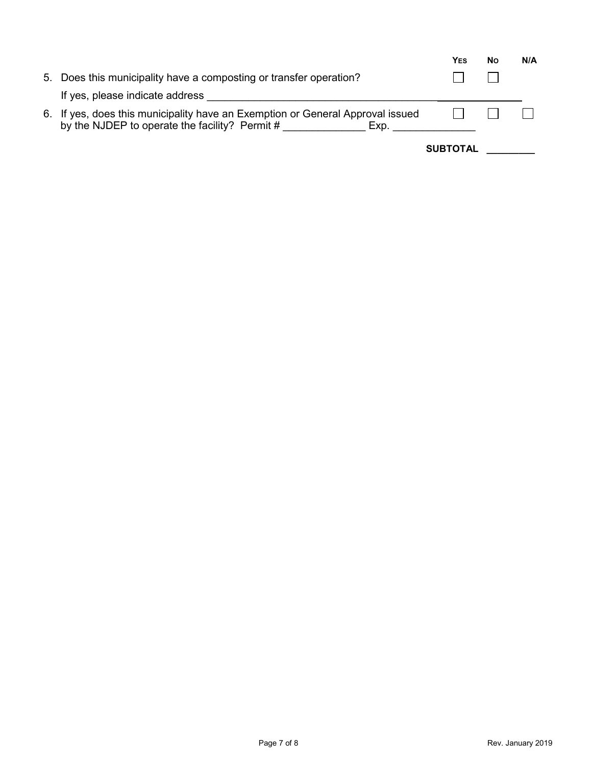| | Yes | No | N/A |
|---|---|---|---|
| 5. Does this municipality have a composting or transfer operation? | ☐ | ☐ | |
| If yes, please indicate address ______________________________________________ | | | |
| 6. If yes, does this municipality have an Exemption or General Approval issued by the NJDEP to operate the facility? Permit # ______________ Exp. ______________ | ☐ | ☐ | ☐ |

**SUBTOTAL** _________

Rev. January 2019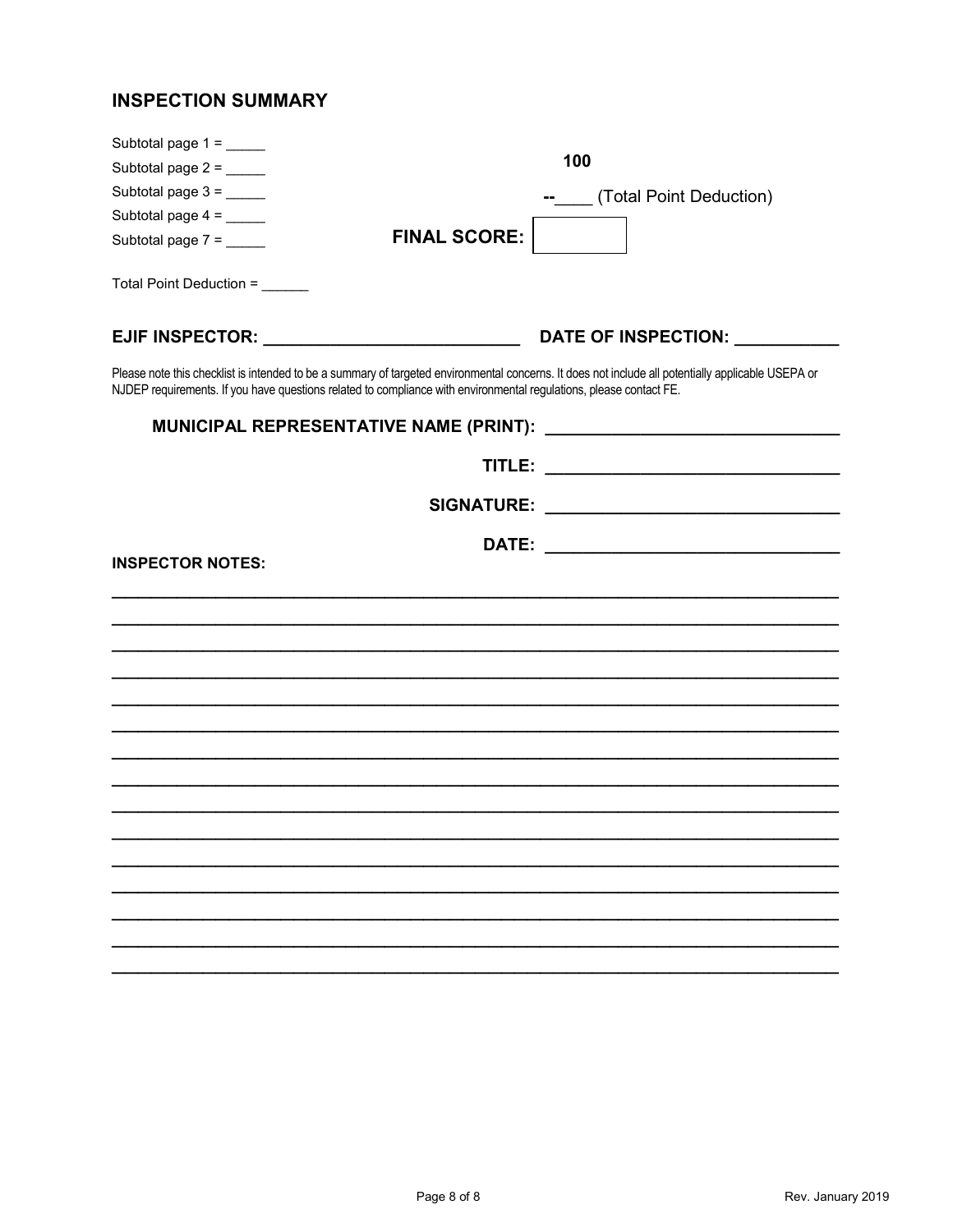## INSPECTION SUMMARY

Subtotal page 1 = _____

Subtotal page 2 = _____

Subtotal page 3 = _____

Subtotal page 4 = _____

Subtotal page 7 = _____

**100**

**--**____ (Total Point Deduction)

**FINAL SCORE:** [ ]

Total Point Deduction = ______

**EJIF INSPECTOR: ___________________________** **DATE OF INSPECTION: ___________**

Please note this checklist is intended to be a summary of targeted environmental concerns. It does not include all potentially applicable USEPA or NJDEP requirements. If you have questions related to compliance with environmental regulations, please contact FE.

**MUNICIPAL REPRESENTATIVE NAME (PRINT): ______________________________**

**TITLE: ______________________________**

**SIGNATURE: ______________________________**

**DATE: ______________________________**

**INSPECTOR NOTES:**

_____________________________________________________________________________

_____________________________________________________________________________

_____________________________________________________________________________

_____________________________________________________________________________

_____________________________________________________________________________

_____________________________________________________________________________

_____________________________________________________________________________

_____________________________________________________________________________

_____________________________________________________________________________

_____________________________________________________________________________

_____________________________________________________________________________

_____________________________________________________________________________

_____________________________________________________________________________

_____________________________________________________________________________

_____________________________________________________________________________

Rev. January 2019